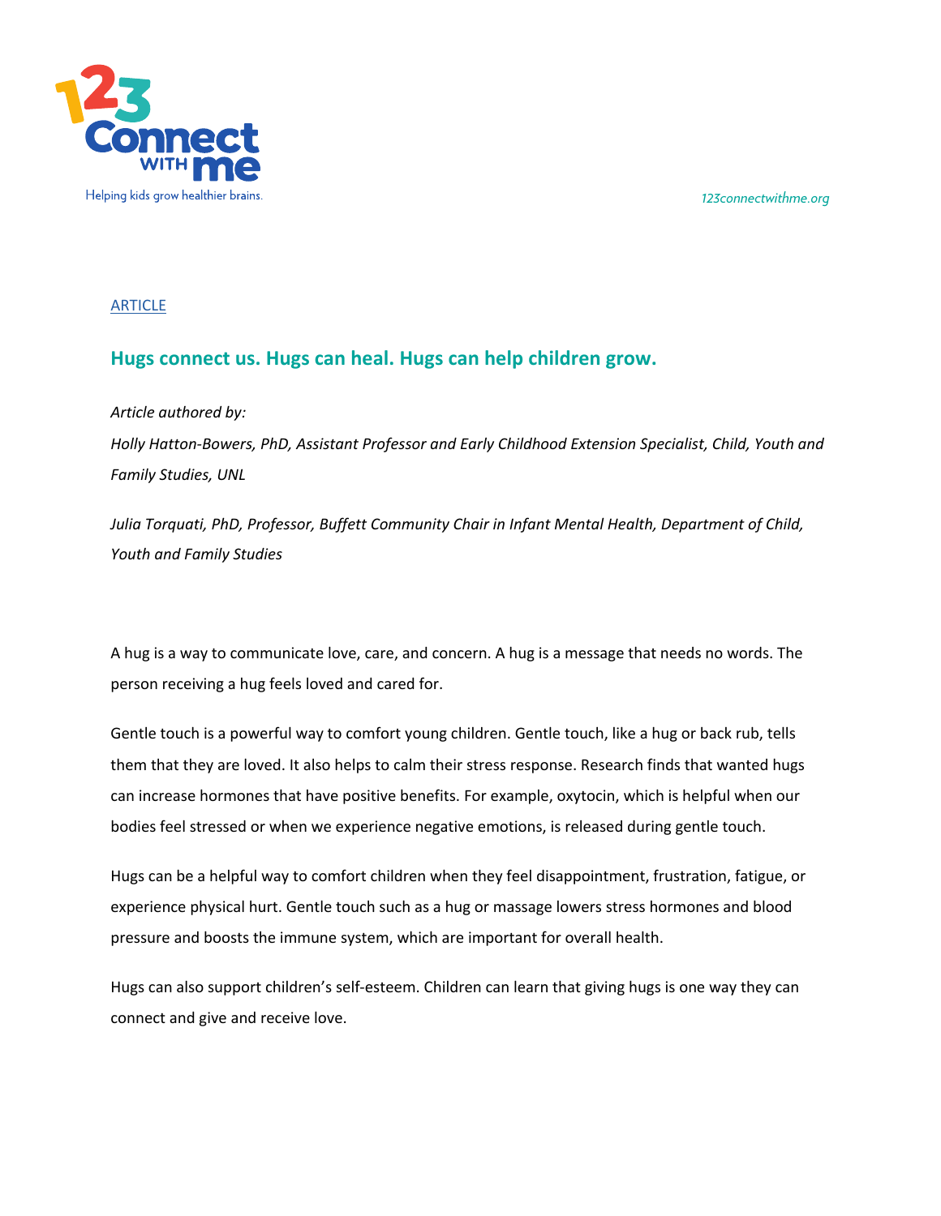123 Connect with me

Helping kids grow healthier brains.

*123connectwithme.org*

ARTICLE

## Hugs connect us. Hugs can heal. Hugs can help children grow.

*Article authored by:*

*Holly Hatton-Bowers, PhD, Assistant Professor and Early Childhood Extension Specialist, Child, Youth and Family Studies, UNL*

*Julia Torquati, PhD, Professor, Buffett Community Chair in Infant Mental Health, Department of Child, Youth and Family Studies*

A hug is a way to communicate love, care, and concern. A hug is a message that needs no words. The person receiving a hug feels loved and cared for.

Gentle touch is a powerful way to comfort young children. Gentle touch, like a hug or back rub, tells them that they are loved. It also helps to calm their stress response. Research finds that wanted hugs can increase hormones that have positive benefits. For example, oxytocin, which is helpful when our bodies feel stressed or when we experience negative emotions, is released during gentle touch.

Hugs can be a helpful way to comfort children when they feel disappointment, frustration, fatigue, or experience physical hurt. Gentle touch such as a hug or massage lowers stress hormones and blood pressure and boosts the immune system, which are important for overall health.

Hugs can also support children's self-esteem. Children can learn that giving hugs is one way they can connect and give and receive love.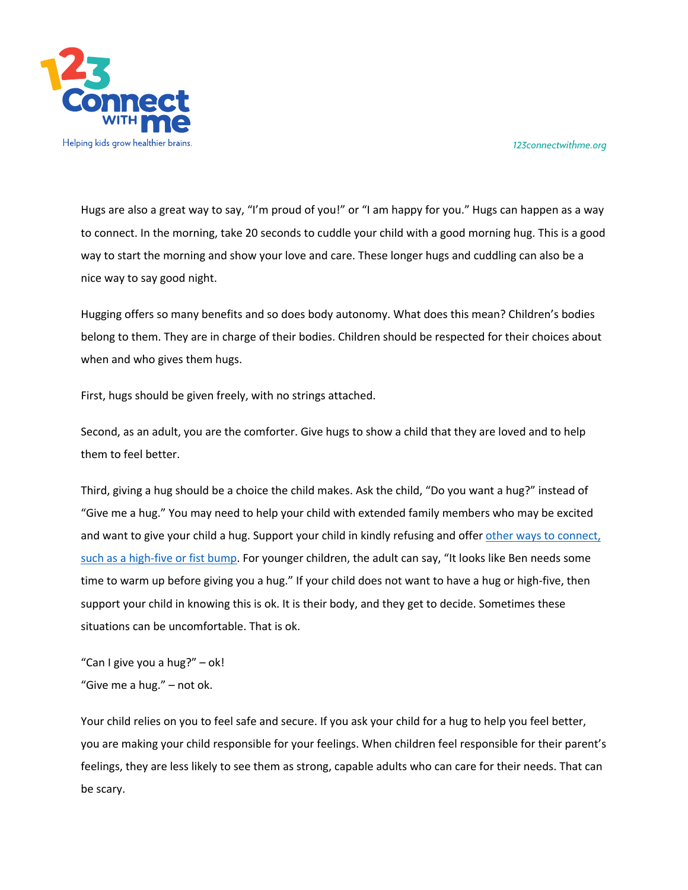Hugs are also a great way to say, "I'm proud of you!" or "I am happy for you." Hugs can happen as a way to connect. In the morning, take 20 seconds to cuddle your child with a good morning hug. This is a good way to start the morning and show your love and care. These longer hugs and cuddling can also be a nice way to say good night.

Hugging offers so many benefits and so does body autonomy. What does this mean? Children's bodies belong to them. They are in charge of their bodies. Children should be respected for their choices about when and who gives them hugs.

First, hugs should be given freely, with no strings attached.

Second, as an adult, you are the comforter. Give hugs to show a child that they are loved and to help them to feel better.

Third, giving a hug should be a choice the child makes. Ask the child, "Do you want a hug?" instead of "Give me a hug." You may need to help your child with extended family members who may be excited and want to give your child a hug. Support your child in kindly refusing and offer other ways to connect, such as a high-five or fist bump. For younger children, the adult can say, "It looks like Ben needs some time to warm up before giving you a hug." If your child does not want to have a hug or high-five, then support your child in knowing this is ok. It is their body, and they get to decide. Sometimes these situations can be uncomfortable. That is ok.

"Can I give you a hug?" – ok!
"Give me a hug." – not ok.

Your child relies on you to feel safe and secure. If you ask your child for a hug to help you feel better, you are making your child responsible for your feelings. When children feel responsible for their parent's feelings, they are less likely to see them as strong, capable adults who can care for their needs. That can be scary.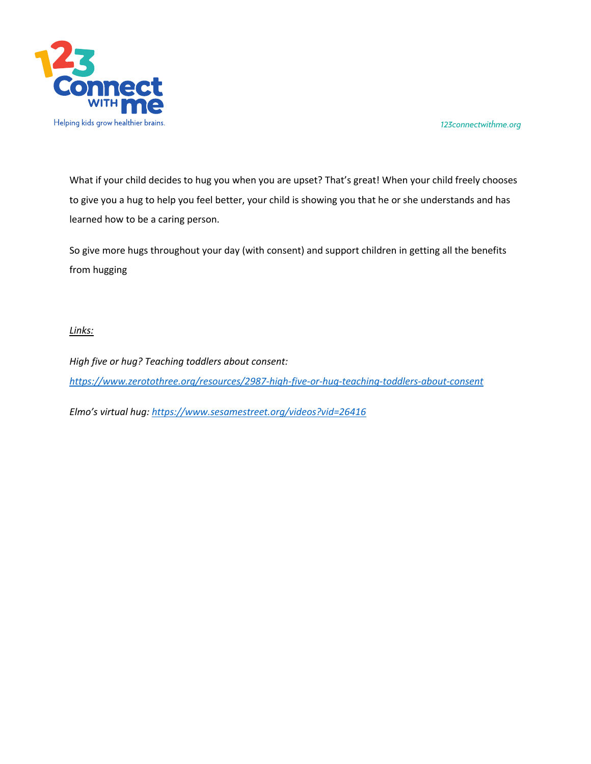What if your child decides to hug you when you are upset? That's great! When your child freely chooses to give you a hug to help you feel better, your child is showing you that he or she understands and has learned how to be a caring person.

So give more hugs throughout your day (with consent) and support children in getting all the benefits from hugging

*Links:*

*High five or hug? Teaching toddlers about consent:*
*https://www.zerotothree.org/resources/2987-high-five-or-hug-teaching-toddlers-about-consent*

*Elmo's virtual hug: https://www.sesamestreet.org/videos?vid=26416*